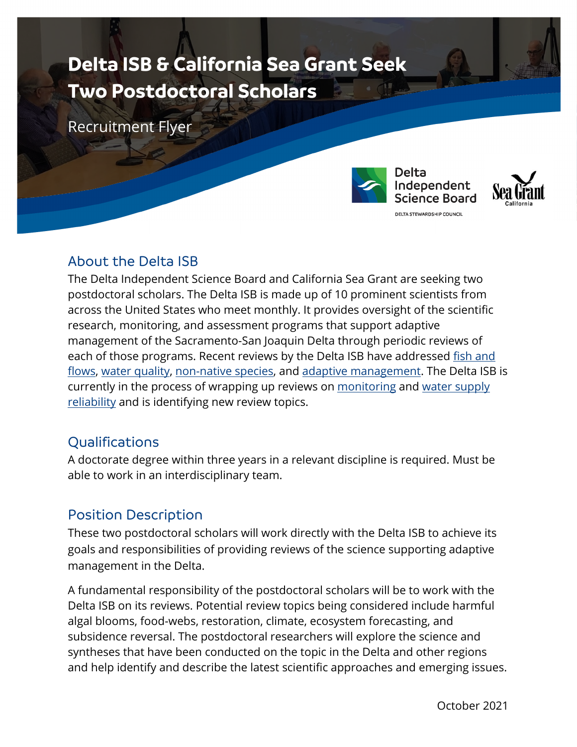# Delta ISB & California Sea Grant Seek Two Postdoctoral Scholars

Recruitment Flyer

Delta Independent Science Board
DELTA STEWARDSHIP COUNCIL

Sea Grant California

## About the Delta ISB

The Delta Independent Science Board and California Sea Grant are seeking two postdoctoral scholars. The Delta ISB is made up of 10 prominent scientists from across the United States who meet monthly. It provides oversight of the scientific research, monitoring, and assessment programs that support adaptive management of the Sacramento-San Joaquin Delta through periodic reviews of each of those programs. Recent reviews by the Delta ISB have addressed fish and flows, water quality, non-native species, and adaptive management. The Delta ISB is currently in the process of wrapping up reviews on monitoring and water supply reliability and is identifying new review topics.

## Qualifications

A doctorate degree within three years in a relevant discipline is required. Must be able to work in an interdisciplinary team.

## Position Description

These two postdoctoral scholars will work directly with the Delta ISB to achieve its goals and responsibilities of providing reviews of the science supporting adaptive management in the Delta.

A fundamental responsibility of the postdoctoral scholars will be to work with the Delta ISB on its reviews. Potential review topics being considered include harmful algal blooms, food-webs, restoration, climate, ecosystem forecasting, and subsidence reversal. The postdoctoral researchers will explore the science and syntheses that have been conducted on the topic in the Delta and other regions and help identify and describe the latest scientific approaches and emerging issues.

October 2021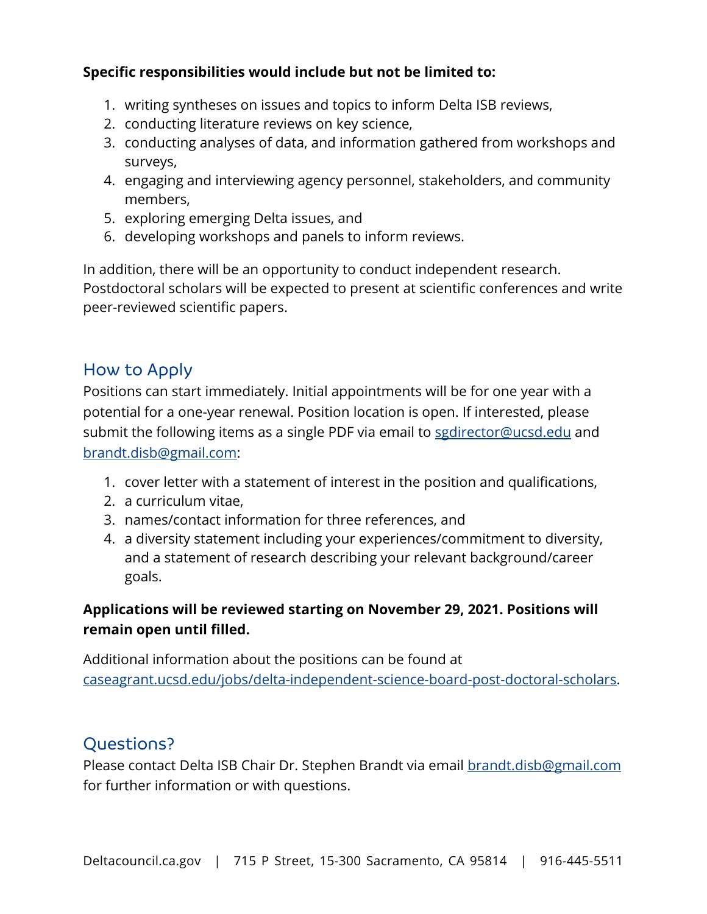**Specific responsibilities would include but not be limited to:**

1. writing syntheses on issues and topics to inform Delta ISB reviews,
2. conducting literature reviews on key science,
3. conducting analyses of data, and information gathered from workshops and surveys,
4. engaging and interviewing agency personnel, stakeholders, and community members,
5. exploring emerging Delta issues, and
6. developing workshops and panels to inform reviews.

In addition, there will be an opportunity to conduct independent research. Postdoctoral scholars will be expected to present at scientific conferences and write peer-reviewed scientific papers.

## How to Apply

Positions can start immediately. Initial appointments will be for one year with a potential for a one-year renewal. Position location is open. If interested, please submit the following items as a single PDF via email to sgdirector@ucsd.edu and brandt.disb@gmail.com:

1. cover letter with a statement of interest in the position and qualifications,
2. a curriculum vitae,
3. names/contact information for three references, and
4. a diversity statement including your experiences/commitment to diversity, and a statement of research describing your relevant background/career goals.

**Applications will be reviewed starting on November 29, 2021. Positions will remain open until filled.**

Additional information about the positions can be found at caseagrant.ucsd.edu/jobs/delta-independent-science-board-post-doctoral-scholars.

## Questions?

Please contact Delta ISB Chair Dr. Stephen Brandt via email brandt.disb@gmail.com for further information or with questions.